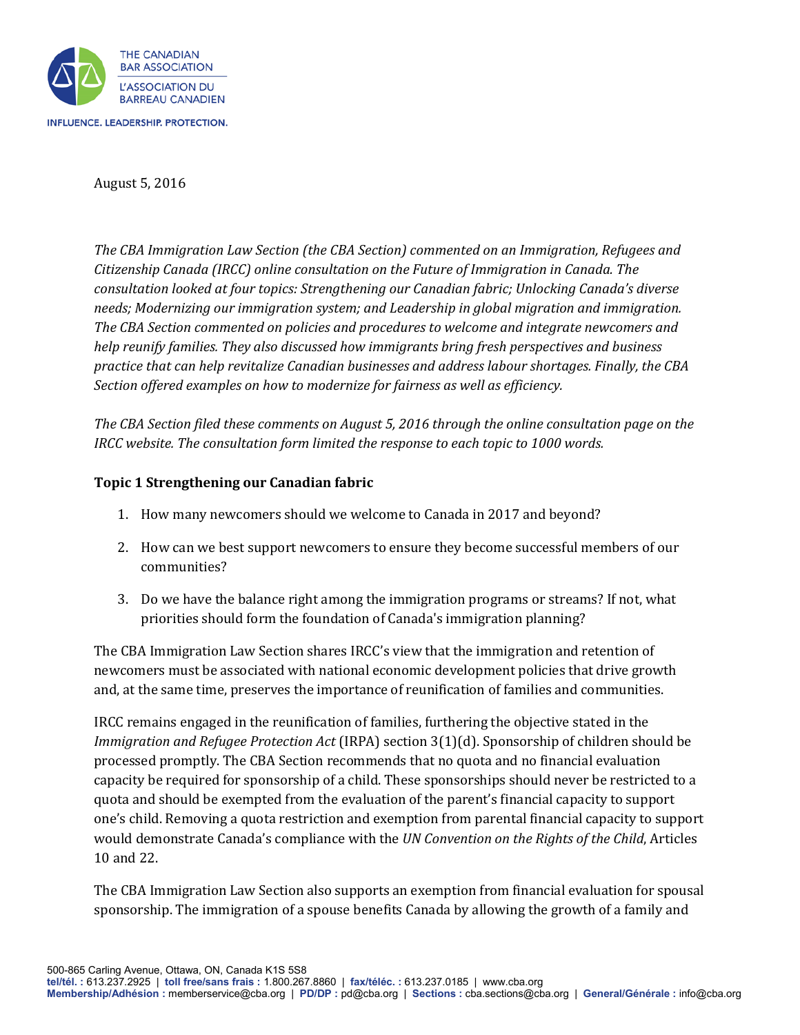THE CANADIAN BAR ASSOCIATION

L'ASSOCIATION DU BARREAU CANADIEN

INFLUENCE. LEADERSHIP. PROTECTION.

August 5, 2016

*The CBA Immigration Law Section (the CBA Section) commented on an Immigration, Refugees and Citizenship Canada (IRCC) online consultation on the Future of Immigration in Canada. The consultation looked at four topics: Strengthening our Canadian fabric; Unlocking Canada's diverse needs; Modernizing our immigration system; and Leadership in global migration and immigration. The CBA Section commented on policies and procedures to welcome and integrate newcomers and help reunify families. They also discussed how immigrants bring fresh perspectives and business practice that can help revitalize Canadian businesses and address labour shortages. Finally, the CBA Section offered examples on how to modernize for fairness as well as efficiency.*

*The CBA Section filed these comments on August 5, 2016 through the online consultation page on the IRCC website. The consultation form limited the response to each topic to 1000 words.*

**Topic 1 Strengthening our Canadian fabric**

1. How many newcomers should we welcome to Canada in 2017 and beyond?
2. How can we best support newcomers to ensure they become successful members of our communities?
3. Do we have the balance right among the immigration programs or streams? If not, what priorities should form the foundation of Canada's immigration planning?

The CBA Immigration Law Section shares IRCC's view that the immigration and retention of newcomers must be associated with national economic development policies that drive growth and, at the same time, preserves the importance of reunification of families and communities.

IRCC remains engaged in the reunification of families, furthering the objective stated in the *Immigration and Refugee Protection Act* (IRPA) section 3(1)(d). Sponsorship of children should be processed promptly. The CBA Section recommends that no quota and no financial evaluation capacity be required for sponsorship of a child. These sponsorships should never be restricted to a quota and should be exempted from the evaluation of the parent's financial capacity to support one's child. Removing a quota restriction and exemption from parental financial capacity to support would demonstrate Canada's compliance with the *UN Convention on the Rights of the Child*, Articles 10 and 22.

The CBA Immigration Law Section also supports an exemption from financial evaluation for spousal sponsorship. The immigration of a spouse benefits Canada by allowing the growth of a family and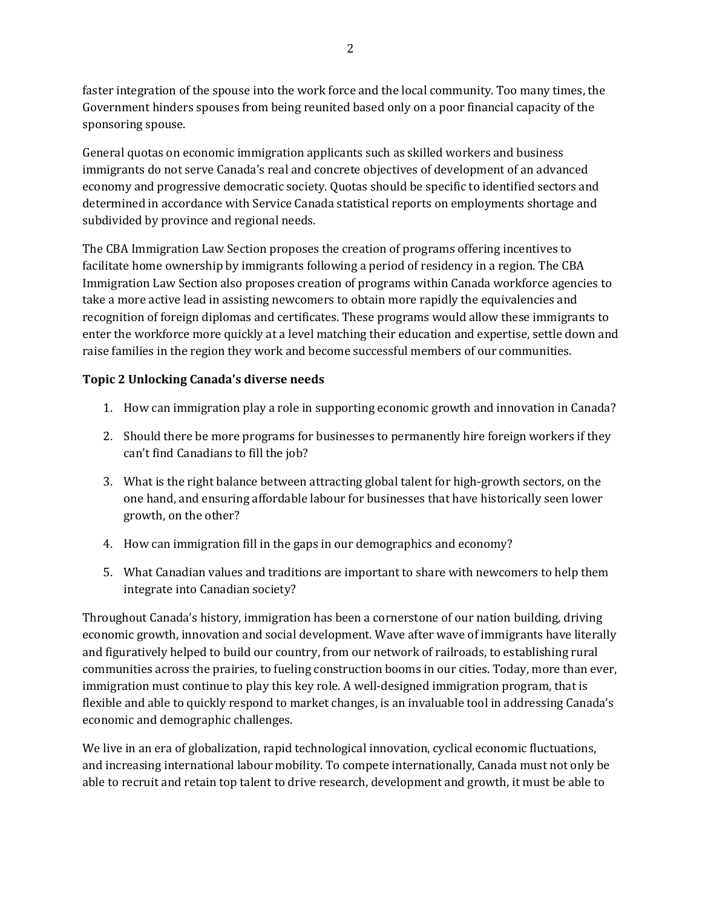faster integration of the spouse into the work force and the local community. Too many times, the Government hinders spouses from being reunited based only on a poor financial capacity of the sponsoring spouse.

General quotas on economic immigration applicants such as skilled workers and business immigrants do not serve Canada's real and concrete objectives of development of an advanced economy and progressive democratic society. Quotas should be specific to identified sectors and determined in accordance with Service Canada statistical reports on employments shortage and subdivided by province and regional needs.

The CBA Immigration Law Section proposes the creation of programs offering incentives to facilitate home ownership by immigrants following a period of residency in a region. The CBA Immigration Law Section also proposes creation of programs within Canada workforce agencies to take a more active lead in assisting newcomers to obtain more rapidly the equivalencies and recognition of foreign diplomas and certificates. These programs would allow these immigrants to enter the workforce more quickly at a level matching their education and expertise, settle down and raise families in the region they work and become successful members of our communities.

**Topic 2 Unlocking Canada's diverse needs**

1. How can immigration play a role in supporting economic growth and innovation in Canada?
2. Should there be more programs for businesses to permanently hire foreign workers if they can't find Canadians to fill the job?
3. What is the right balance between attracting global talent for high-growth sectors, on the one hand, and ensuring affordable labour for businesses that have historically seen lower growth, on the other?
4. How can immigration fill in the gaps in our demographics and economy?
5. What Canadian values and traditions are important to share with newcomers to help them integrate into Canadian society?

Throughout Canada's history, immigration has been a cornerstone of our nation building, driving economic growth, innovation and social development. Wave after wave of immigrants have literally and figuratively helped to build our country, from our network of railroads, to establishing rural communities across the prairies, to fueling construction booms in our cities. Today, more than ever, immigration must continue to play this key role. A well-designed immigration program, that is flexible and able to quickly respond to market changes, is an invaluable tool in addressing Canada's economic and demographic challenges.

We live in an era of globalization, rapid technological innovation, cyclical economic fluctuations, and increasing international labour mobility. To compete internationally, Canada must not only be able to recruit and retain top talent to drive research, development and growth, it must be able to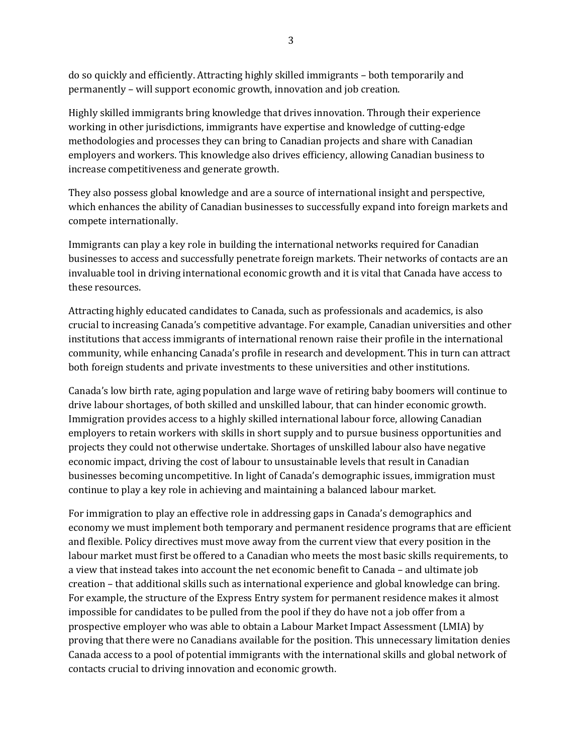do so quickly and efficiently. Attracting highly skilled immigrants – both temporarily and permanently – will support economic growth, innovation and job creation.

Highly skilled immigrants bring knowledge that drives innovation. Through their experience working in other jurisdictions, immigrants have expertise and knowledge of cutting-edge methodologies and processes they can bring to Canadian projects and share with Canadian employers and workers. This knowledge also drives efficiency, allowing Canadian business to increase competitiveness and generate growth.

They also possess global knowledge and are a source of international insight and perspective, which enhances the ability of Canadian businesses to successfully expand into foreign markets and compete internationally.

Immigrants can play a key role in building the international networks required for Canadian businesses to access and successfully penetrate foreign markets. Their networks of contacts are an invaluable tool in driving international economic growth and it is vital that Canada have access to these resources.

Attracting highly educated candidates to Canada, such as professionals and academics, is also crucial to increasing Canada's competitive advantage. For example, Canadian universities and other institutions that access immigrants of international renown raise their profile in the international community, while enhancing Canada's profile in research and development. This in turn can attract both foreign students and private investments to these universities and other institutions.

Canada's low birth rate, aging population and large wave of retiring baby boomers will continue to drive labour shortages, of both skilled and unskilled labour, that can hinder economic growth. Immigration provides access to a highly skilled international labour force, allowing Canadian employers to retain workers with skills in short supply and to pursue business opportunities and projects they could not otherwise undertake. Shortages of unskilled labour also have negative economic impact, driving the cost of labour to unsustainable levels that result in Canadian businesses becoming uncompetitive. In light of Canada's demographic issues, immigration must continue to play a key role in achieving and maintaining a balanced labour market.

For immigration to play an effective role in addressing gaps in Canada's demographics and economy we must implement both temporary and permanent residence programs that are efficient and flexible. Policy directives must move away from the current view that every position in the labour market must first be offered to a Canadian who meets the most basic skills requirements, to a view that instead takes into account the net economic benefit to Canada – and ultimate job creation – that additional skills such as international experience and global knowledge can bring. For example, the structure of the Express Entry system for permanent residence makes it almost impossible for candidates to be pulled from the pool if they do have not a job offer from a prospective employer who was able to obtain a Labour Market Impact Assessment (LMIA) by proving that there were no Canadians available for the position. This unnecessary limitation denies Canada access to a pool of potential immigrants with the international skills and global network of contacts crucial to driving innovation and economic growth.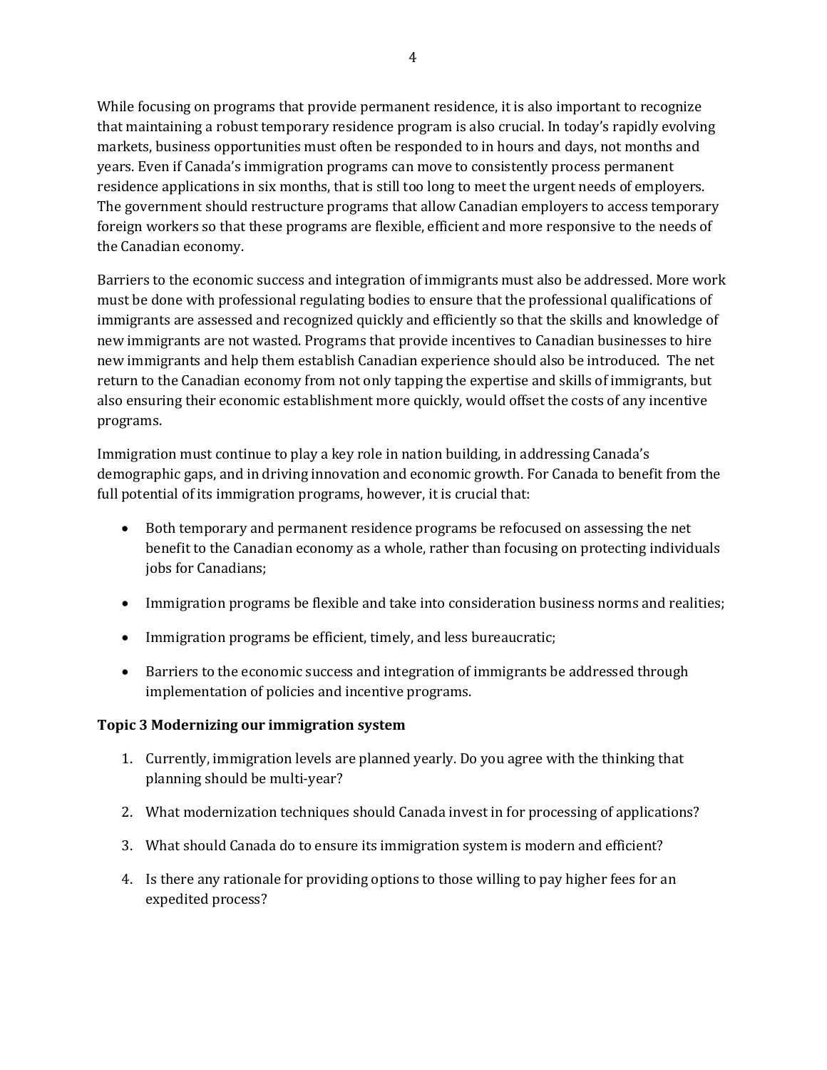While focusing on programs that provide permanent residence, it is also important to recognize that maintaining a robust temporary residence program is also crucial. In today's rapidly evolving markets, business opportunities must often be responded to in hours and days, not months and years. Even if Canada's immigration programs can move to consistently process permanent residence applications in six months, that is still too long to meet the urgent needs of employers. The government should restructure programs that allow Canadian employers to access temporary foreign workers so that these programs are flexible, efficient and more responsive to the needs of the Canadian economy.

Barriers to the economic success and integration of immigrants must also be addressed. More work must be done with professional regulating bodies to ensure that the professional qualifications of immigrants are assessed and recognized quickly and efficiently so that the skills and knowledge of new immigrants are not wasted. Programs that provide incentives to Canadian businesses to hire new immigrants and help them establish Canadian experience should also be introduced. The net return to the Canadian economy from not only tapping the expertise and skills of immigrants, but also ensuring their economic establishment more quickly, would offset the costs of any incentive programs.

Immigration must continue to play a key role in nation building, in addressing Canada's demographic gaps, and in driving innovation and economic growth. For Canada to benefit from the full potential of its immigration programs, however, it is crucial that:

- Both temporary and permanent residence programs be refocused on assessing the net benefit to the Canadian economy as a whole, rather than focusing on protecting individuals jobs for Canadians;
- Immigration programs be flexible and take into consideration business norms and realities;
- Immigration programs be efficient, timely, and less bureaucratic;
- Barriers to the economic success and integration of immigrants be addressed through implementation of policies and incentive programs.

**Topic 3 Modernizing our immigration system**

1. Currently, immigration levels are planned yearly. Do you agree with the thinking that planning should be multi-year?
2. What modernization techniques should Canada invest in for processing of applications?
3. What should Canada do to ensure its immigration system is modern and efficient?
4. Is there any rationale for providing options to those willing to pay higher fees for an expedited process?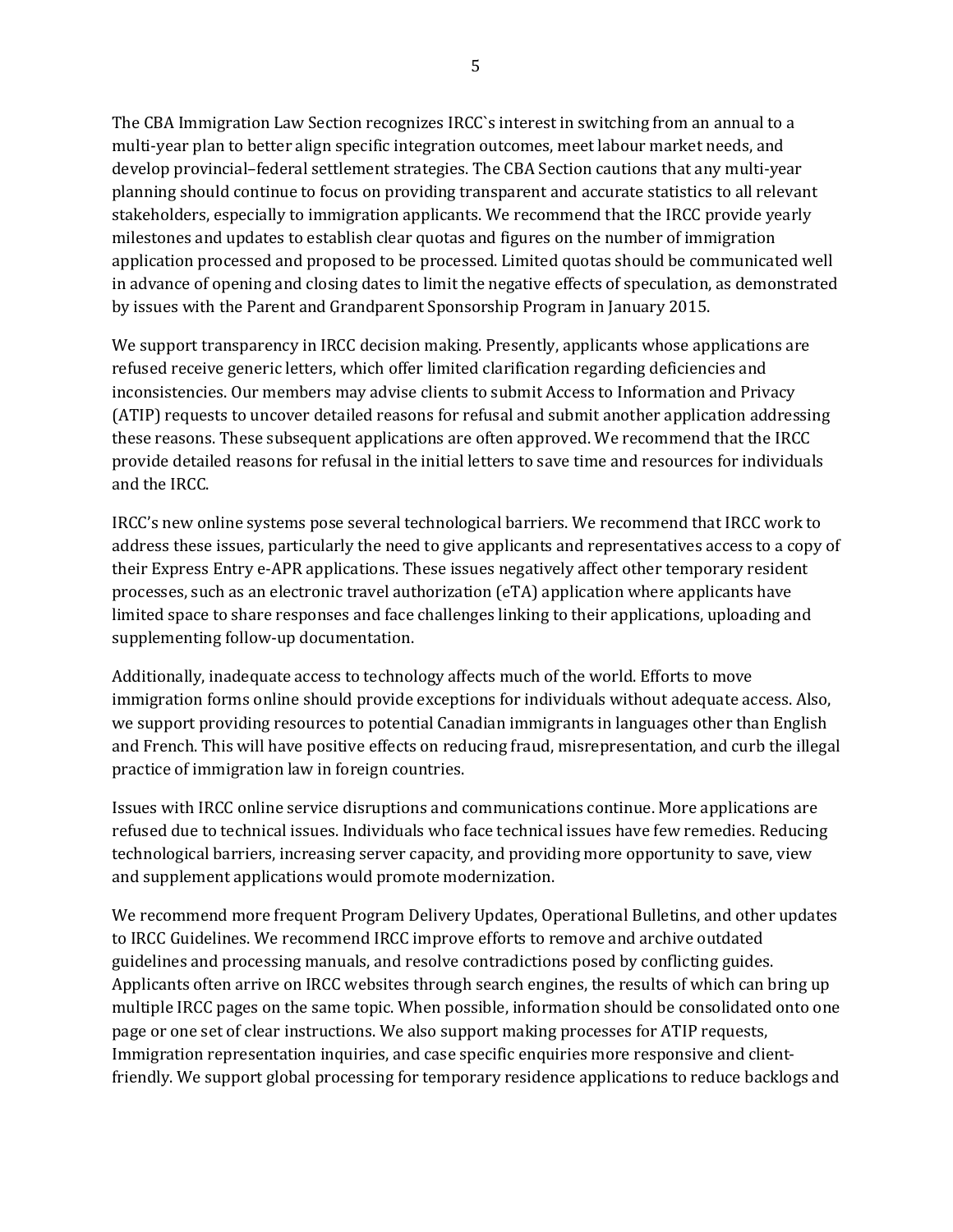The CBA Immigration Law Section recognizes IRCC`s interest in switching from an annual to a multi-year plan to better align specific integration outcomes, meet labour market needs, and develop provincial–federal settlement strategies. The CBA Section cautions that any multi-year planning should continue to focus on providing transparent and accurate statistics to all relevant stakeholders, especially to immigration applicants. We recommend that the IRCC provide yearly milestones and updates to establish clear quotas and figures on the number of immigration application processed and proposed to be processed. Limited quotas should be communicated well in advance of opening and closing dates to limit the negative effects of speculation, as demonstrated by issues with the Parent and Grandparent Sponsorship Program in January 2015.

We support transparency in IRCC decision making. Presently, applicants whose applications are refused receive generic letters, which offer limited clarification regarding deficiencies and inconsistencies. Our members may advise clients to submit Access to Information and Privacy (ATIP) requests to uncover detailed reasons for refusal and submit another application addressing these reasons. These subsequent applications are often approved. We recommend that the IRCC provide detailed reasons for refusal in the initial letters to save time and resources for individuals and the IRCC.

IRCC's new online systems pose several technological barriers. We recommend that IRCC work to address these issues, particularly the need to give applicants and representatives access to a copy of their Express Entry e-APR applications. These issues negatively affect other temporary resident processes, such as an electronic travel authorization (eTA) application where applicants have limited space to share responses and face challenges linking to their applications, uploading and supplementing follow-up documentation.

Additionally, inadequate access to technology affects much of the world. Efforts to move immigration forms online should provide exceptions for individuals without adequate access. Also, we support providing resources to potential Canadian immigrants in languages other than English and French. This will have positive effects on reducing fraud, misrepresentation, and curb the illegal practice of immigration law in foreign countries.

Issues with IRCC online service disruptions and communications continue. More applications are refused due to technical issues. Individuals who face technical issues have few remedies. Reducing technological barriers, increasing server capacity, and providing more opportunity to save, view and supplement applications would promote modernization.

We recommend more frequent Program Delivery Updates, Operational Bulletins, and other updates to IRCC Guidelines. We recommend IRCC improve efforts to remove and archive outdated guidelines and processing manuals, and resolve contradictions posed by conflicting guides. Applicants often arrive on IRCC websites through search engines, the results of which can bring up multiple IRCC pages on the same topic. When possible, information should be consolidated onto one page or one set of clear instructions. We also support making processes for ATIP requests, Immigration representation inquiries, and case specific enquiries more responsive and client-friendly. We support global processing for temporary residence applications to reduce backlogs and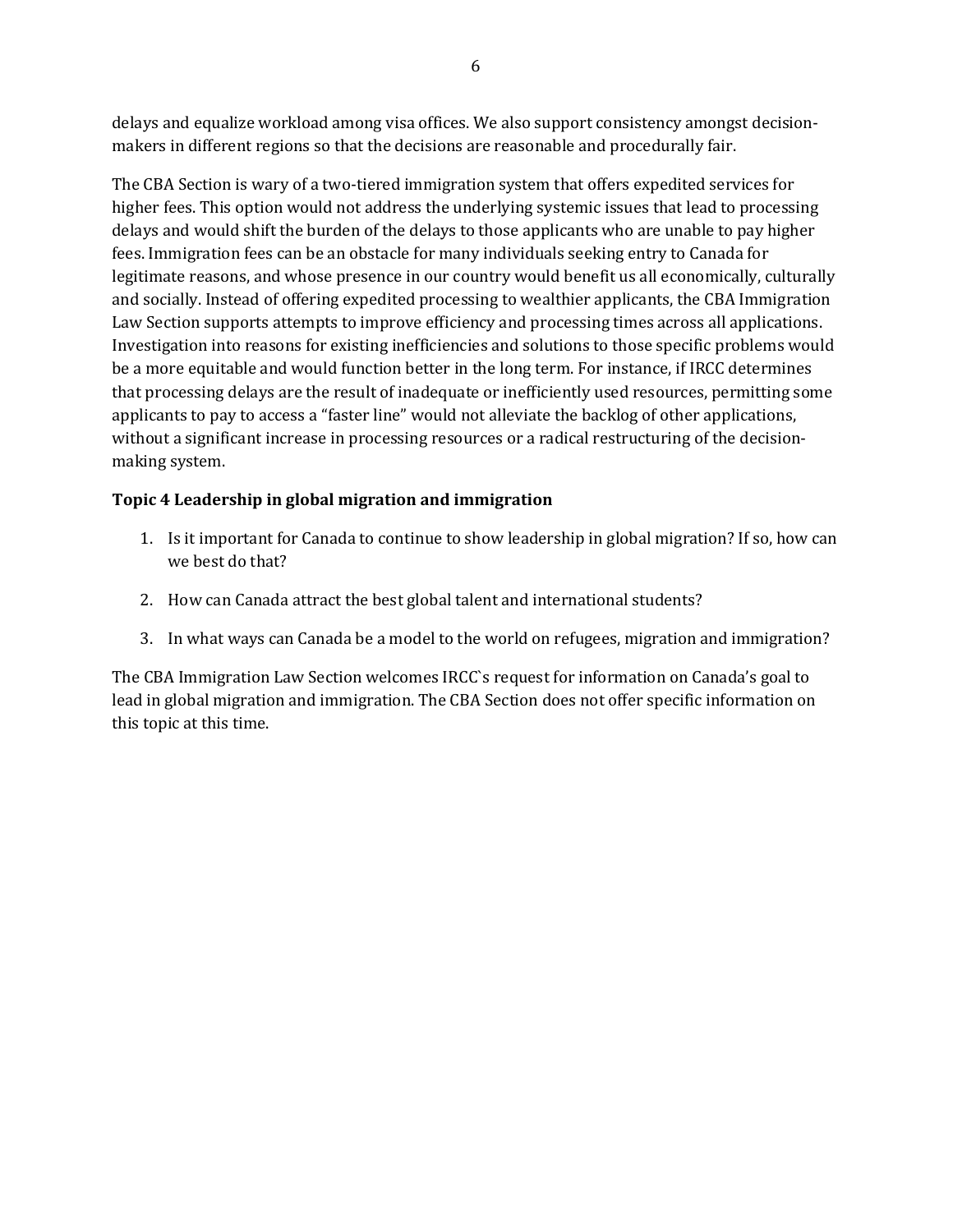delays and equalize workload among visa offices. We also support consistency amongst decision-makers in different regions so that the decisions are reasonable and procedurally fair.

The CBA Section is wary of a two-tiered immigration system that offers expedited services for higher fees. This option would not address the underlying systemic issues that lead to processing delays and would shift the burden of the delays to those applicants who are unable to pay higher fees. Immigration fees can be an obstacle for many individuals seeking entry to Canada for legitimate reasons, and whose presence in our country would benefit us all economically, culturally and socially. Instead of offering expedited processing to wealthier applicants, the CBA Immigration Law Section supports attempts to improve efficiency and processing times across all applications. Investigation into reasons for existing inefficiencies and solutions to those specific problems would be a more equitable and would function better in the long term. For instance, if IRCC determines that processing delays are the result of inadequate or inefficiently used resources, permitting some applicants to pay to access a "faster line" would not alleviate the backlog of other applications, without a significant increase in processing resources or a radical restructuring of the decision-making system.

**Topic 4 Leadership in global migration and immigration**

1. Is it important for Canada to continue to show leadership in global migration? If so, how can we best do that?
2. How can Canada attract the best global talent and international students?
3. In what ways can Canada be a model to the world on refugees, migration and immigration?

The CBA Immigration Law Section welcomes IRCC`s request for information on Canada's goal to lead in global migration and immigration. The CBA Section does not offer specific information on this topic at this time.